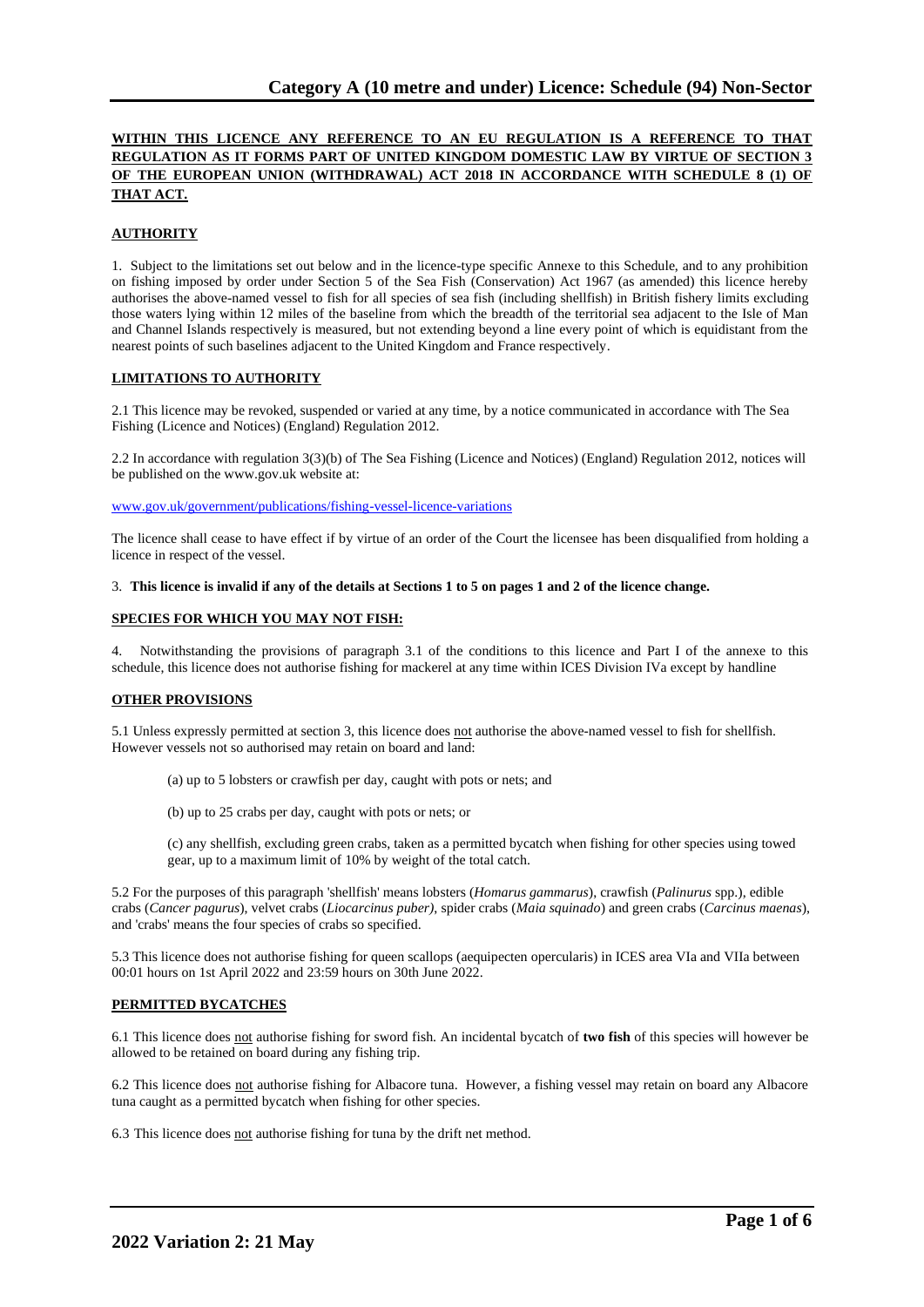# Category A (10 metre and under) Licence: Schedule (94) Non-Sector

**WITHIN THIS LICENCE ANY REFERENCE TO AN EU REGULATION IS A REFERENCE TO THAT REGULATION AS IT FORMS PART OF UNITED KINGDOM DOMESTIC LAW BY VIRTUE OF SECTION 3 OF THE EUROPEAN UNION (WITHDRAWAL) ACT 2018 IN ACCORDANCE WITH SCHEDULE 8 (1) OF THAT ACT.**

**AUTHORITY**

1. Subject to the limitations set out below and in the licence-type specific Annex to this Schedule, and to any prohibition on fishing imposed by order under Section 5 of the Sea Fish (Conservation) Act 1967 (as amended) this licence hereby authorises the above-named vessel to fish for all species of sea fish (including shellfish) in British fishery limits excluding those waters lying within 12 miles of the baseline from which the breadth of the territorial sea adjacent to the Isle of Man and Channel Islands respectively is measured, but not extending beyond a line every point of which is equidistant from the nearest points of such baselines adjacent to the United Kingdom and France respectively.

**LIMITATIONS TO AUTHORITY**

2.1 This licence may be revoked, suspended or varied at any time, by a notice communicated in accordance with The Sea Fishing (Licence and Notices) (England) Regulation 2012.

2.2 In accordance with regulation 3(3)(b) of The Sea Fishing (Licence and Notices) (England) Regulation 2012, notices will be published on the www.gov.uk website at:

www.gov.uk/government/publications/fishing-vessel-licence-variations

The licence shall cease to have effect if by virtue of an order of the Court the licensee has been disqualified from holding a licence in respect of the vessel.

3. **This licence is invalid if any of the details at Sections 1 to 5 on pages 1 and 2 of the licence change.**

**SPECIES FOR WHICH YOU MAY NOT FISH:**

4. Notwithstanding the provisions of paragraph 3.1 of the conditions to this licence and Part I of the annexe to this schedule, this licence does not authorise fishing for mackerel at any time within ICES Division IVa except by handline

**OTHER PROVISIONS**

5.1 Unless expressly permitted at section 3, this licence does not authorise the above-named vessel to fish for shellfish. However vessels not so authorised may retain on board and land:

(a) up to 5 lobsters or crawfish per day, caught with pots or nets; and

(b) up to 25 crabs per day, caught with pots or nets; or

(c) any shellfish, excluding green crabs, taken as a permitted bycatch when fishing for other species using towed gear, up to a maximum limit of 10% by weight of the total catch.

5.2 For the purposes of this paragraph 'shellfish' means lobsters (*Homarus gammarus*), crawfish (*Palinurus* spp.), edible crabs (*Cancer pagurus*), velvet crabs (*Liocarcinus puber)*, spider crabs (*Maia squinado*) and green crabs (*Carcinus maenas*), and 'crabs' means the four species of crabs so specified.

5.3 This licence does not authorise fishing for queen scallops (aequipecten opercularis) in ICES area VIa and VIIa between 00:01 hours on 1st April 2022 and 23:59 hours on 30th June 2022.

**PERMITTED BYCATCHES**

6.1 This licence does not authorise fishing for sword fish. An incidental bycatch of **two fish** of this species will however be allowed to be retained on board during any fishing trip.

6.2 This licence does not authorise fishing for Albacore tuna. However, a fishing vessel may retain on board any Albacore tuna caught as a permitted bycatch when fishing for other species.

6.3 This licence does not authorise fishing for tuna by the drift net method.

**2022 Variation 2: 21 May**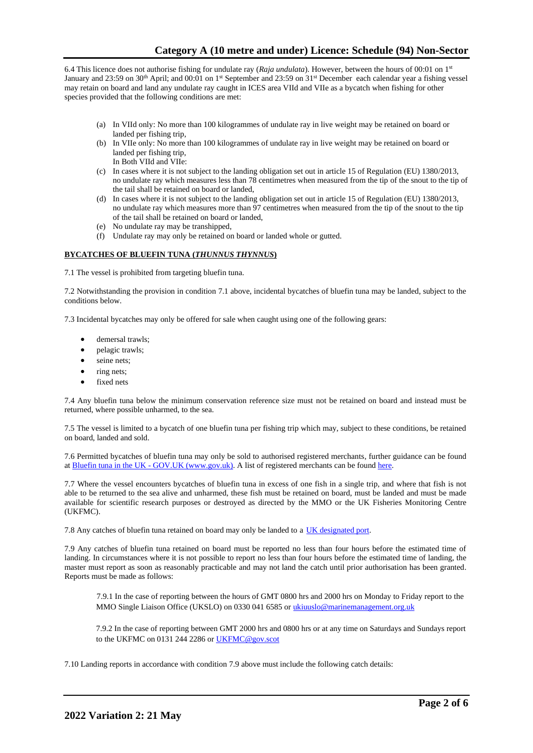6.4 This licence does not authorise fishing for undulate ray (*Raja undulata*). However, between the hours of 00:01 on 1st January and 23:59 on 30th April; and 00:01 on 1st September and 23:59 on 31st December each calendar year a fishing vessel may retain on board and land any undulate ray caught in ICES area VIId and VIIe as a bycatch when fishing for other species provided that the following conditions are met:

(a) In VIId only: No more than 100 kilogrammes of undulate ray in live weight may be retained on board or landed per fishing trip,
(b) In VIIe only: No more than 100 kilogrammes of undulate ray in live weight may be retained on board or landed per fishing trip,
In Both VIId and VIIe:
(c) In cases where it is not subject to the landing obligation set out in article 15 of Regulation (EU) 1380/2013, no undulate ray which measures less than 78 centimetres when measured from the tip of the snout to the tip of the tail shall be retained on board or landed,
(d) In cases where it is not subject to the landing obligation set out in article 15 of Regulation (EU) 1380/2013, no undulate ray which measures more than 97 centimetres when measured from the tip of the snout to the tip of the tail shall be retained on board or landed,
(e) No undulate ray may be transhipped,
(f) Undulate ray may only be retained on board or landed whole or gutted.

**BYCATCHES OF BLUEFIN TUNA (*THUNNUS THYNNUS*)**

7.1 The vessel is prohibited from targeting bluefin tuna.

7.2 Notwithstanding the provision in condition 7.1 above, incidental bycatches of bluefin tuna may be landed, subject to the conditions below.

7.3 Incidental bycatches may only be offered for sale when caught using one of the following gears:

- demersal trawls;
- pelagic trawls;
- seine nets;
- ring nets;
- fixed nets

7.4 Any bluefin tuna below the minimum conservation reference size must not be retained on board and instead must be returned, where possible unharmed, to the sea.

7.5 The vessel is limited to a bycatch of one bluefin tuna per fishing trip which may, subject to these conditions, be retained on board, landed and sold.

7.6 Permitted bycatches of bluefin tuna may only be sold to authorised registered merchants, further guidance can be found at Bluefin tuna in the UK - GOV.UK (www.gov.uk). A list of registered merchants can be found here.

7.7 Where the vessel encounters bycatches of bluefin tuna in excess of one fish in a single trip, and where that fish is not able to be returned to the sea alive and unharmed, these fish must be retained on board, must be landed and must be made available for scientific research purposes or destroyed as directed by the MMO or the UK Fisheries Monitoring Centre (UKFMC).

7.8 Any catches of bluefin tuna retained on board may only be landed to a UK designated port.

7.9 Any catches of bluefin tuna retained on board must be reported no less than four hours before the estimated time of landing. In circumstances where it is not possible to report no less than four hours before the estimated time of landing, the master must report as soon as reasonably practicable and may not land the catch until prior authorisation has been granted. Reports must be made as follows:

7.9.1 In the case of reporting between the hours of GMT 0800 hrs and 2000 hrs on Monday to Friday report to the MMO Single Liaison Office (UKSLO) on 0330 041 6585 or ukiuuslo@marinemanagement.org.uk

7.9.2 In the case of reporting between GMT 2000 hrs and 0800 hrs or at any time on Saturdays and Sundays report to the UKFMC on 0131 244 2286 or UKFMC@gov.scot

7.10 Landing reports in accordance with condition 7.9 above must include the following catch details: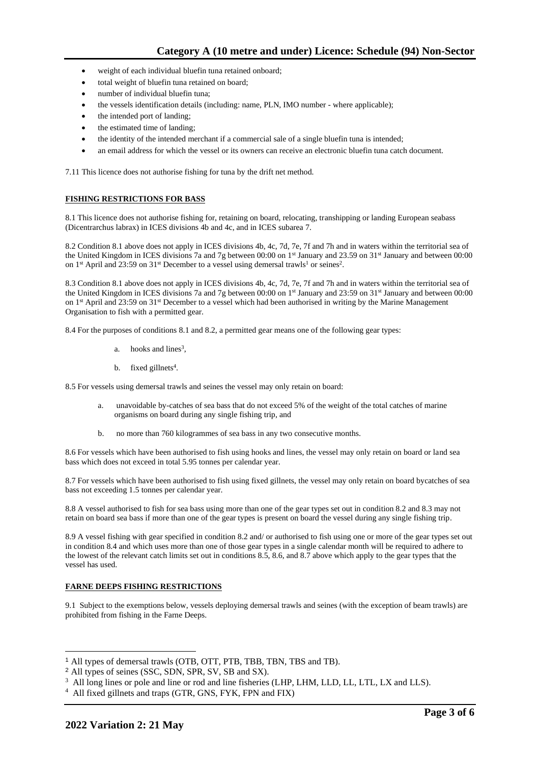- weight of each individual bluefin tuna retained onboard;
- total weight of bluefin tuna retained on board;
- number of individual bluefin tuna;
- the vessels identification details (including: name, PLN, IMO number - where applicable);
- the intended port of landing;
- the estimated time of landing;
- the identity of the intended merchant if a commercial sale of a single bluefin tuna is intended;
- an email address for which the vessel or its owners can receive an electronic bluefin tuna catch document.

7.11 This licence does not authorise fishing for tuna by the drift net method.

**FISHING RESTRICTIONS FOR BASS**

8.1 This licence does not authorise fishing for, retaining on board, relocating, transhipping or landing European seabass (Dicentrarchus labrax) in ICES divisions 4b and 4c, and in ICES subarea 7.

8.2 Condition 8.1 above does not apply in ICES divisions 4b, 4c, 7d, 7e, 7f and 7h and in waters within the territorial sea of the United Kingdom in ICES divisions 7a and 7g between 00:00 on 1st January and 23.59 on 31st January and between 00:00 on 1st April and 23:59 on 31st December to a vessel using demersal trawls[1] or seines[2].

8.3 Condition 8.1 above does not apply in ICES divisions 4b, 4c, 7d, 7e, 7f and 7h and in waters within the territorial sea of the United Kingdom in ICES divisions 7a and 7g between 00:00 on 1st January and 23:59 on 31st January and between 00:00 on 1st April and 23:59 on 31st December to a vessel which had been authorised in writing by the Marine Management Organisation to fish with a permitted gear.

8.4 For the purposes of conditions 8.1 and 8.2, a permitted gear means one of the following gear types:

a. hooks and lines[3],

b. fixed gillnets[4].

8.5 For vessels using demersal trawls and seines the vessel may only retain on board:

a. unavoidable by-catches of sea bass that do not exceed 5% of the weight of the total catches of marine organisms on board during any single fishing trip, and

b. no more than 760 kilogrammes of sea bass in any two consecutive months.

8.6 For vessels which have been authorised to fish using hooks and lines, the vessel may only retain on board or land sea bass which does not exceed in total 5.95 tonnes per calendar year.

8.7 For vessels which have been authorised to fish using fixed gillnets, the vessel may only retain on board bycatches of sea bass not exceeding 1.5 tonnes per calendar year.

8.8 A vessel authorised to fish for sea bass using more than one of the gear types set out in condition 8.2 and 8.3 may not retain on board sea bass if more than one of the gear types is present on board the vessel during any single fishing trip.

8.9 A vessel fishing with gear specified in condition 8.2 and/ or authorised to fish using one or more of the gear types set out in condition 8.4 and which uses more than one of those gear types in a single calendar month will be required to adhere to the lowest of the relevant catch limits set out in conditions 8.5, 8.6, and 8.7 above which apply to the gear types that the vessel has used.

**FARNE DEEPS FISHING RESTRICTIONS**

9.1 Subject to the exemptions below, vessels deploying demersal trawls and seines (with the exception of beam trawls) are prohibited from fishing in the Farne Deeps.

---

[1] All types of demersal trawls (OTB, OTT, PTB, TBB, TBN, TBS and TB).

[2] All types of seines (SSC, SDN, SPR, SV, SB and SX).

[3] All long lines or pole and line or rod and line fisheries (LHP, LHM, LLD, LL, LTL, LX and LLS).

[4] All fixed gillnets and traps (GTR, GNS, FYK, FPN and FIX)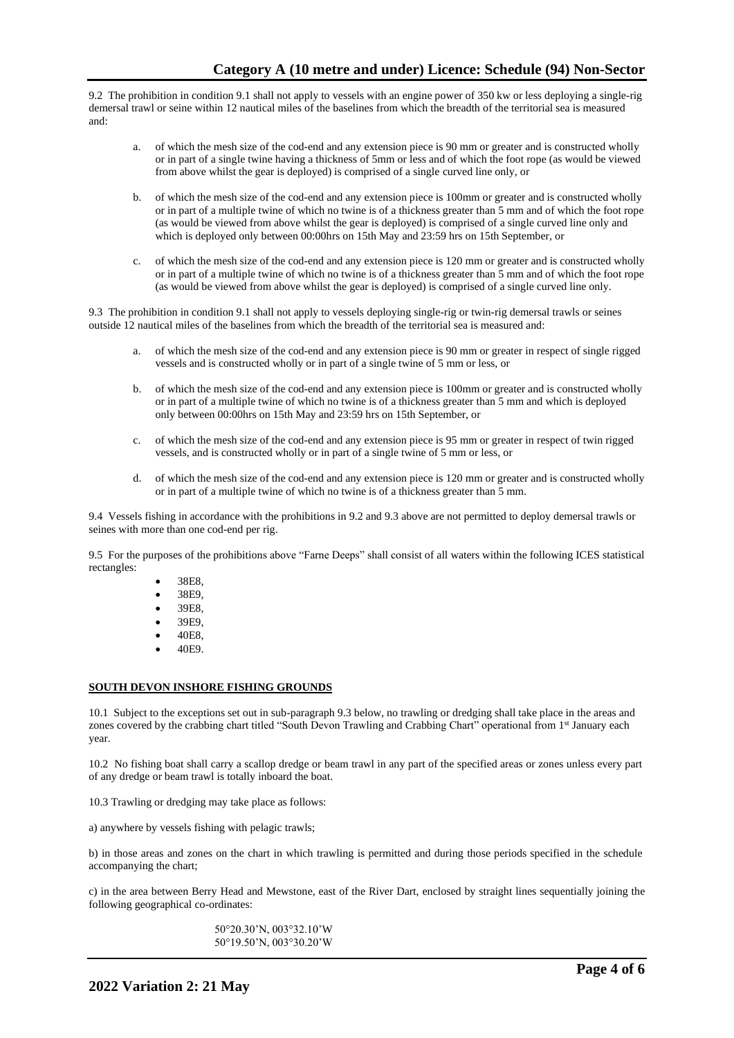9.2 The prohibition in condition 9.1 shall not apply to vessels with an engine power of 350 kw or less deploying a single-rig demersal trawl or seine within 12 nautical miles of the baselines from which the breadth of the territorial sea is measured and:

a. of which the mesh size of the cod-end and any extension piece is 90 mm or greater and is constructed wholly or in part of a single twine having a thickness of 5mm or less and of which the foot rope (as would be viewed from above whilst the gear is deployed) is comprised of a single curved line only, or

b. of which the mesh size of the cod-end and any extension piece is 100mm or greater and is constructed wholly or in part of a multiple twine of which no twine is of a thickness greater than 5 mm and of which the foot rope (as would be viewed from above whilst the gear is deployed) is comprised of a single curved line only and which is deployed only between 00:00hrs on 15th May and 23:59 hrs on 15th September, or

c. of which the mesh size of the cod-end and any extension piece is 120 mm or greater and is constructed wholly or in part of a multiple twine of which no twine is of a thickness greater than 5 mm and of which the foot rope (as would be viewed from above whilst the gear is deployed) is comprised of a single curved line only.

9.3 The prohibition in condition 9.1 shall not apply to vessels deploying single-rig or twin-rig demersal trawls or seines outside 12 nautical miles of the baselines from which the breadth of the territorial sea is measured and:

a. of which the mesh size of the cod-end and any extension piece is 90 mm or greater in respect of single rigged vessels and is constructed wholly or in part of a single twine of 5 mm or less, or

b. of which the mesh size of the cod-end and any extension piece is 100mm or greater and is constructed wholly or in part of a multiple twine of which no twine is of a thickness greater than 5 mm and which is deployed only between 00:00hrs on 15th May and 23:59 hrs on 15th September, or

c. of which the mesh size of the cod-end and any extension piece is 95 mm or greater in respect of twin rigged vessels, and is constructed wholly or in part of a single twine of 5 mm or less, or

d. of which the mesh size of the cod-end and any extension piece is 120 mm or greater and is constructed wholly or in part of a multiple twine of which no twine is of a thickness greater than 5 mm.

9.4 Vessels fishing in accordance with the prohibitions in 9.2 and 9.3 above are not permitted to deploy demersal trawls or seines with more than one cod-end per rig.

9.5 For the purposes of the prohibitions above "Farne Deeps" shall consist of all waters within the following ICES statistical rectangles:

- 38E8,
- 38E9,
- 39E8,
- 39E9,
- 40E8,
- 40E9.

## SOUTH DEVON INSHORE FISHING GROUNDS

10.1 Subject to the exceptions set out in sub-paragraph 9.3 below, no trawling or dredging shall take place in the areas and zones covered by the crabbing chart titled "South Devon Trawling and Crabbing Chart" operational from 1st January each year.

10.2 No fishing boat shall carry a scallop dredge or beam trawl in any part of the specified areas or zones unless every part of any dredge or beam trawl is totally inboard the boat.

10.3 Trawling or dredging may take place as follows:

a) anywhere by vessels fishing with pelagic trawls;

b) in those areas and zones on the chart in which trawling is permitted and during those periods specified in the schedule accompanying the chart;

c) in the area between Berry Head and Mewstone, east of the River Dart, enclosed by straight lines sequentially joining the following geographical co-ordinates:

50°20.30'N, 003°32.10'W
50°19.50'N, 003°30.20'W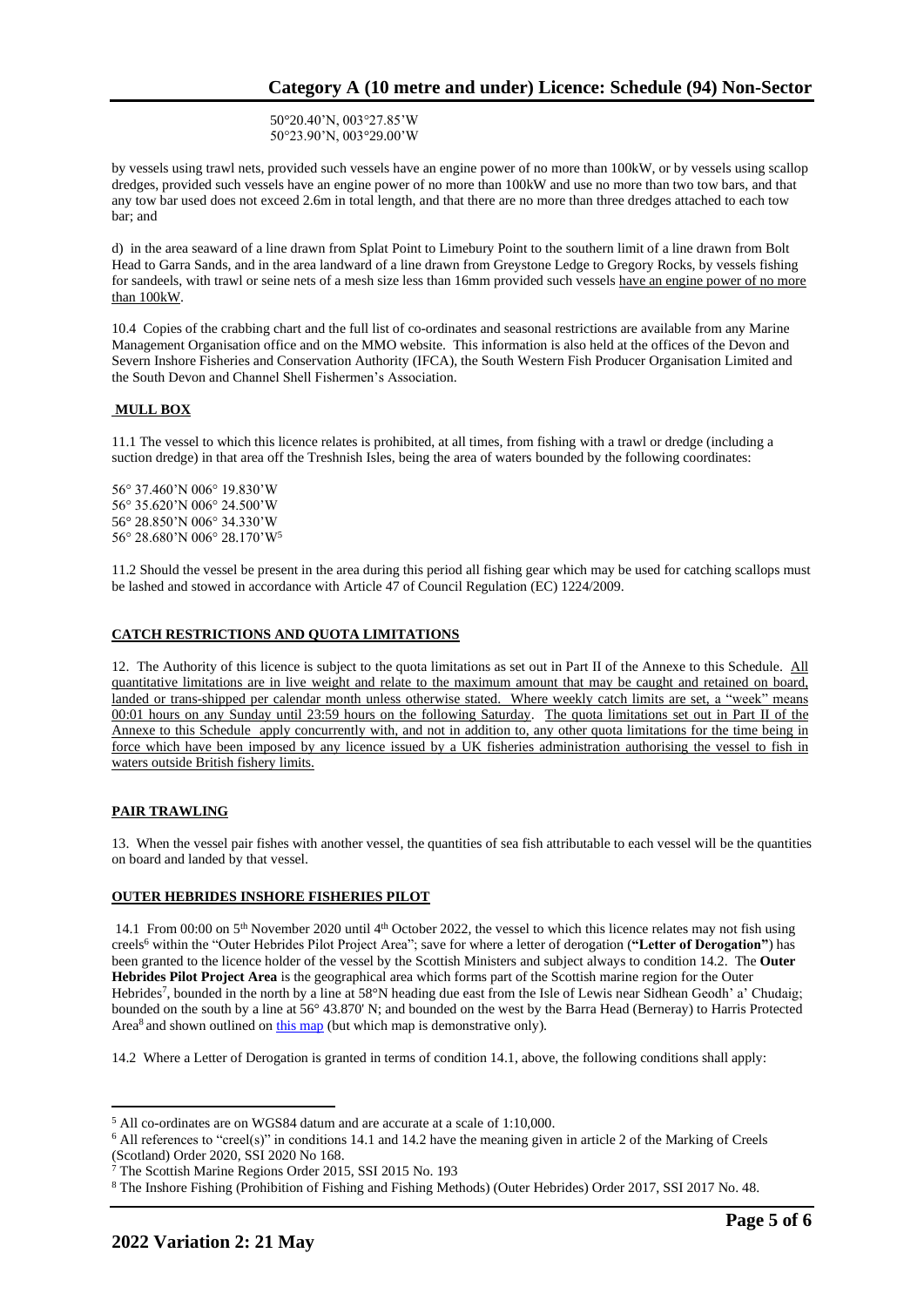50°20.40'N, 003°27.85'W
50°23.90'N, 003°29.00'W

by vessels using trawl nets, provided such vessels have an engine power of no more than 100kW, or by vessels using scallop dredges, provided such vessels have an engine power of no more than 100kW and use no more than two tow bars, and that any tow bar used does not exceed 2.6m in total length, and that there are no more than three dredges attached to each tow bar; and

d) in the area seaward of a line drawn from Splat Point to Limebury Point to the southern limit of a line drawn from Bolt Head to Garra Sands, and in the area landward of a line drawn from Greystone Ledge to Gregory Rocks, by vessels fishing for sandeels, with trawl or seine nets of a mesh size less than 16mm provided such vessels have an engine power of no more than 100kW.

10.4 Copies of the crabbing chart and the full list of co-ordinates and seasonal restrictions are available from any Marine Management Organisation office and on the MMO website. This information is also held at the offices of the Devon and Severn Inshore Fisheries and Conservation Authority (IFCA), the South Western Fish Producer Organisation Limited and the South Devon and Channel Shell Fishermen's Association.

## MULL BOX

11.1 The vessel to which this licence relates is prohibited, at all times, from fishing with a trawl or dredge (including a suction dredge) in that area off the Treshnish Isles, being the area of waters bounded by the following coordinates:

56° 37.460'N 006° 19.830'W
56° 35.620'N 006° 24.500'W
56° 28.850'N 006° 34.330'W
56° 28.680'N 006° 28.170'W[5]

11.2 Should the vessel be present in the area during this period all fishing gear which may be used for catching scallops must be lashed and stowed in accordance with Article 47 of Council Regulation (EC) 1224/2009.

## CATCH RESTRICTIONS AND QUOTA LIMITATIONS

12. The Authority of this licence is subject to the quota limitations as set out in Part II of the Annexe to this Schedule. All quantitative limitations are in live weight and relate to the maximum amount that may be caught and retained on board, landed or trans-shipped per calendar month unless otherwise stated. Where weekly catch limits are set, a "week" means 00:01 hours on any Sunday until 23:59 hours on the following Saturday. The quota limitations set out in Part II of the Annexe to this Schedule apply concurrently with, and not in addition to, any other quota limitations for the time being in force which have been imposed by any licence issued by a UK fisheries administration authorising the vessel to fish in waters outside British fishery limits.

## PAIR TRAWLING

13. When the vessel pair fishes with another vessel, the quantities of sea fish attributable to each vessel will be the quantities on board and landed by that vessel.

## OUTER HEBRIDES INSHORE FISHERIES PILOT

14.1 From 00:00 on 5th November 2020 until 4th October 2022, the vessel to which this licence relates may not fish using creels[6] within the "Outer Hebrides Pilot Project Area"; save for where a letter of derogation (**"Letter of Derogation"**) has been granted to the licence holder of the vessel by the Scottish Ministers and subject always to condition 14.2. The **Outer Hebrides Pilot Project Area** is the geographical area which forms part of the Scottish marine region for the Outer Hebrides[7], bounded in the north by a line at 58°N heading due east from the Isle of Lewis near Sidhean Geodh' a' Chudaig; bounded on the south by a line at 56° 43.870' N; and bounded on the west by the Barra Head (Berneray) to Harris Protected Area[8] and shown outlined on [this map] (but which map is demonstrative only).

14.2 Where a Letter of Derogation is granted in terms of condition 14.1, above, the following conditions shall apply:

---

[5] All co-ordinates are on WGS84 datum and are accurate at a scale of 1:10,000.

[6] All references to "creel(s)" in conditions 14.1 and 14.2 have the meaning given in article 2 of the Marking of Creels (Scotland) Order 2020, SSI 2020 No 168.

[7] The Scottish Marine Regions Order 2015, SSI 2015 No. 193

[8] The Inshore Fishing (Prohibition of Fishing and Fishing Methods) (Outer Hebrides) Order 2017, SSI 2017 No. 48.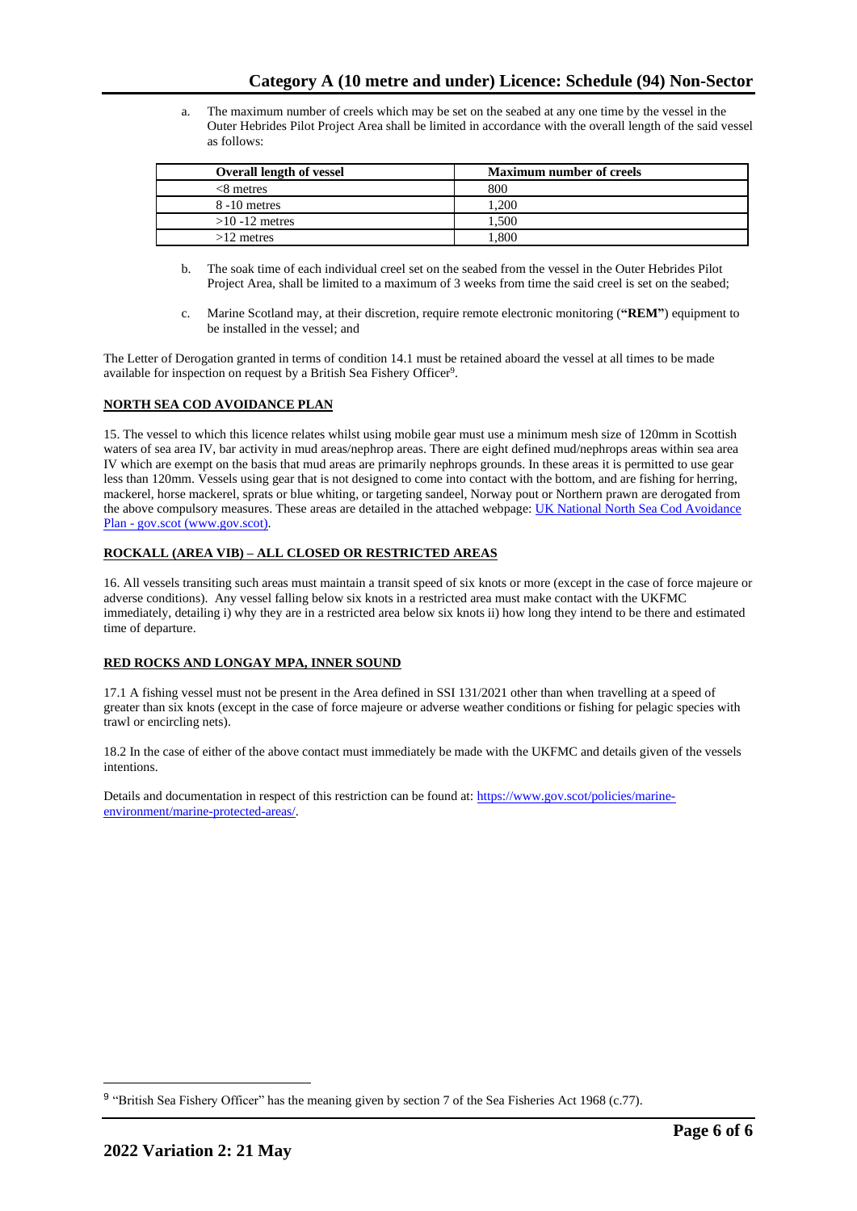a. The maximum number of creels which may be set on the seabed at any one time by the vessel in the Outer Hebrides Pilot Project Area shall be limited in accordance with the overall length of the said vessel as follows:

| Overall length of vessel | Maximum number of creels |
|---|---|
| <8 metres | 800 |
| 8 -10 metres | 1,200 |
| >10 -12 metres | 1,500 |
| >12 metres | 1,800 |

b. The soak time of each individual creel set on the seabed from the vessel in the Outer Hebrides Pilot Project Area, shall be limited to a maximum of 3 weeks from time the said creel is set on the seabed;

c. Marine Scotland may, at their discretion, require remote electronic monitoring (**"REM"**) equipment to be installed in the vessel; and

The Letter of Derogation granted in terms of condition 14.1 must be retained aboard the vessel at all times to be made available for inspection on request by a British Sea Fishery Officer[9].

**NORTH SEA COD AVOIDANCE PLAN**

15. The vessel to which this licence relates whilst using mobile gear must use a minimum mesh size of 120mm in Scottish waters of sea area IV, bar activity in mud areas/nephrop areas. There are eight defined mud/nephrops areas within sea area IV which are exempt on the basis that mud areas are primarily nephrops grounds. In these areas it is permitted to use gear less than 120mm. Vessels using gear that is not designed to come into contact with the bottom, and are fishing for herring, mackerel, horse mackerel, sprats or blue whiting, or targeting sandeel, Norway pout or Northern prawn are derogated from the above compulsory measures. These areas are detailed in the attached webpage: [UK National North Sea Cod Avoidance Plan - gov.scot (www.gov.scot).](UK National North Sea Cod Avoidance Plan - gov.scot (www.gov.scot))

**ROCKALL (AREA VIB) – ALL CLOSED OR RESTRICTED AREAS**

16. All vessels transiting such areas must maintain a transit speed of six knots or more (except in the case of force majeure or adverse conditions). Any vessel falling below six knots in a restricted area must make contact with the UKFMC immediately, detailing i) why they are in a restricted area below six knots ii) how long they intend to be there and estimated time of departure.

**RED ROCKS AND LONGAY MPA, INNER SOUND**

17.1 A fishing vessel must not be present in the Area defined in SSI 131/2021 other than when travelling at a speed of greater than six knots (except in the case of force majeure or adverse weather conditions or fishing for pelagic species with trawl or encircling nets).

18.2 In the case of either of the above contact must immediately be made with the UKFMC and details given of the vessels intentions.

Details and documentation in respect of this restriction can be found at: [https://www.gov.scot/policies/marine-environment/marine-protected-areas/](https://www.gov.scot/policies/marine-environment/marine-protected-areas/).

[9] "British Sea Fishery Officer" has the meaning given by section 7 of the Sea Fisheries Act 1968 (c.77).